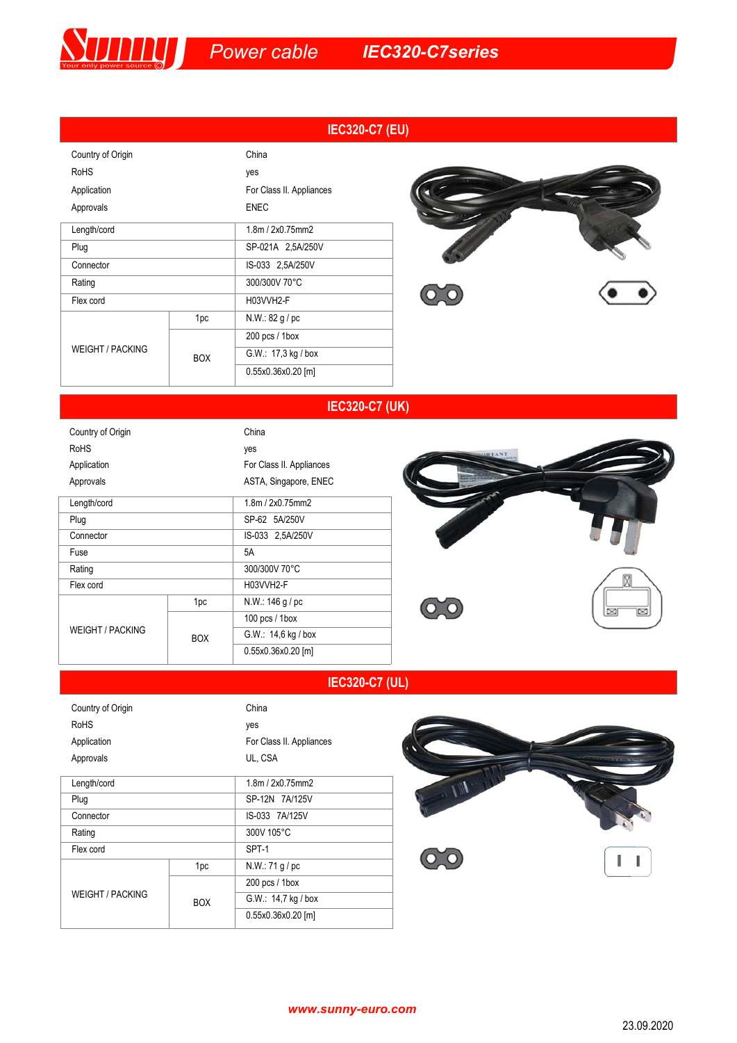# Power cable IEC320-C7series

## IEC320-C7 (EU)

| | |
|---|---|
| Country of Origin | China |
| RoHS | yes |
| Application | For Class II. Appliances |
| Approvals | ENEC |

| | | |
|---|---|---|
| Length/cord | | 1.8m / 2x0.75mm2 |
| Plug | | SP-021A 2,5A/250V |
| Connector | | IS-033 2,5A/250V |
| Rating | | 300/300V 70°C |
| Flex cord | | H03VVH2-F |
| WEIGHT / PACKING | 1pc | N.W.: 82 g / pc |
| | BOX | 200 pcs / 1box |
| | | G.W.: 17,3 kg / box |
| | | 0.55x0.36x0.20 [m] |

## IEC320-C7 (UK)

| | |
|---|---|
| Country of Origin | China |
| RoHS | yes |
| Application | For Class II. Appliances |
| Approvals | ASTA, Singapore, ENEC |

| | | |
|---|---|---|
| Length/cord | | 1.8m / 2x0.75mm2 |
| Plug | | SP-62 5A/250V |
| Connector | | IS-033 2,5A/250V |
| Fuse | | 5A |
| Rating | | 300/300V 70°C |
| Flex cord | | H03VVH2-F |
| WEIGHT / PACKING | 1pc | N.W.: 146 g / pc |
| | BOX | 100 pcs / 1box |
| | | G.W.: 14,6 kg / box |
| | | 0.55x0.36x0.20 [m] |

## IEC320-C7 (UL)

| | |
|---|---|
| Country of Origin | China |
| RoHS | yes |
| Application | For Class II. Appliances |
| Approvals | UL, CSA |

| | | |
|---|---|---|
| Length/cord | | 1.8m / 2x0.75mm2 |
| Plug | | SP-12N 7A/125V |
| Connector | | IS-033 7A/125V |
| Rating | | 300V 105°C |
| Flex cord | | SPT-1 |
| WEIGHT / PACKING | 1pc | N.W.: 71 g / pc |
| | BOX | 200 pcs / 1box |
| | | G.W.: 14,7 kg / box |
| | | 0.55x0.36x0.20 [m] |

www.sunny-euro.com

23.09.2020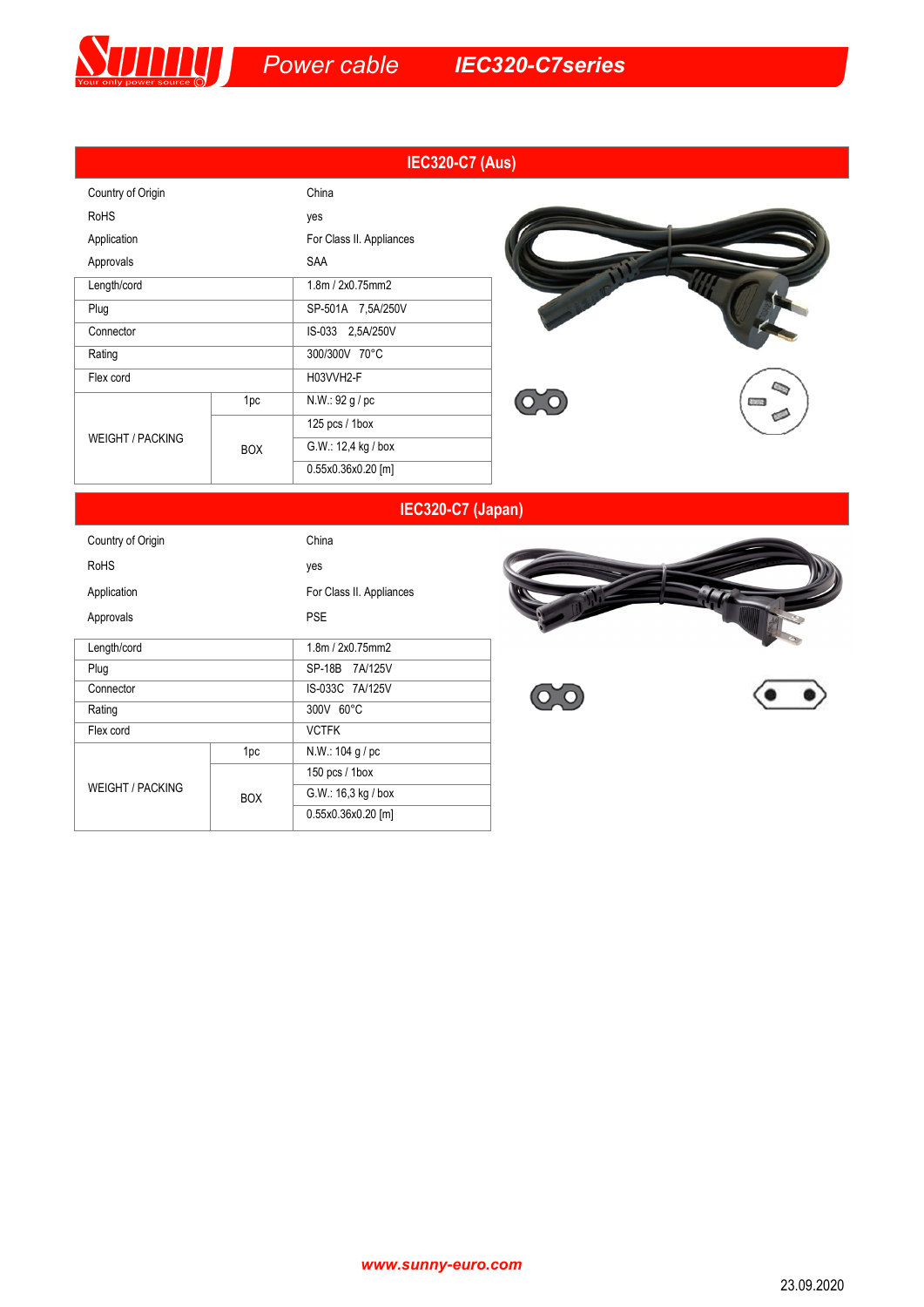# Power cable IEC320-C7series

## IEC320-C7 (Aus)

| | | |
|---|---|---|
| Country of Origin | | China |
| RoHS | | yes |
| Application | | For Class II. Appliances |
| Approvals | | SAA |
| Length/cord | | 1.8m / 2x0.75mm2 |
| Plug | | SP-501A 7,5A/250V |
| Connector | | IS-033 2,5A/250V |
| Rating | | 300/300V 70°C |
| Flex cord | | H03VVH2-F |
| WEIGHT / PACKING | 1pc | N.W.: 92 g / pc |
| | BOX | 125 pcs / 1box |
| | | G.W.: 12,4 kg / box |
| | | 0.55x0.36x0.20 [m] |

## IEC320-C7 (Japan)

| | | |
|---|---|---|
| Country of Origin | | China |
| RoHS | | yes |
| Application | | For Class II. Appliances |
| Approvals | | PSE |
| Length/cord | | 1.8m / 2x0.75mm2 |
| Plug | | SP-18B 7A/125V |
| Connector | | IS-033C 7A/125V |
| Rating | | 300V 60°C |
| Flex cord | | VCTFK |
| WEIGHT / PACKING | 1pc | N.W.: 104 g / pc |
| | BOX | 150 pcs / 1box |
| | | G.W.: 16,3 kg / box |
| | | 0.55x0.36x0.20 [m] |

www.sunny-euro.com

23.09.2020